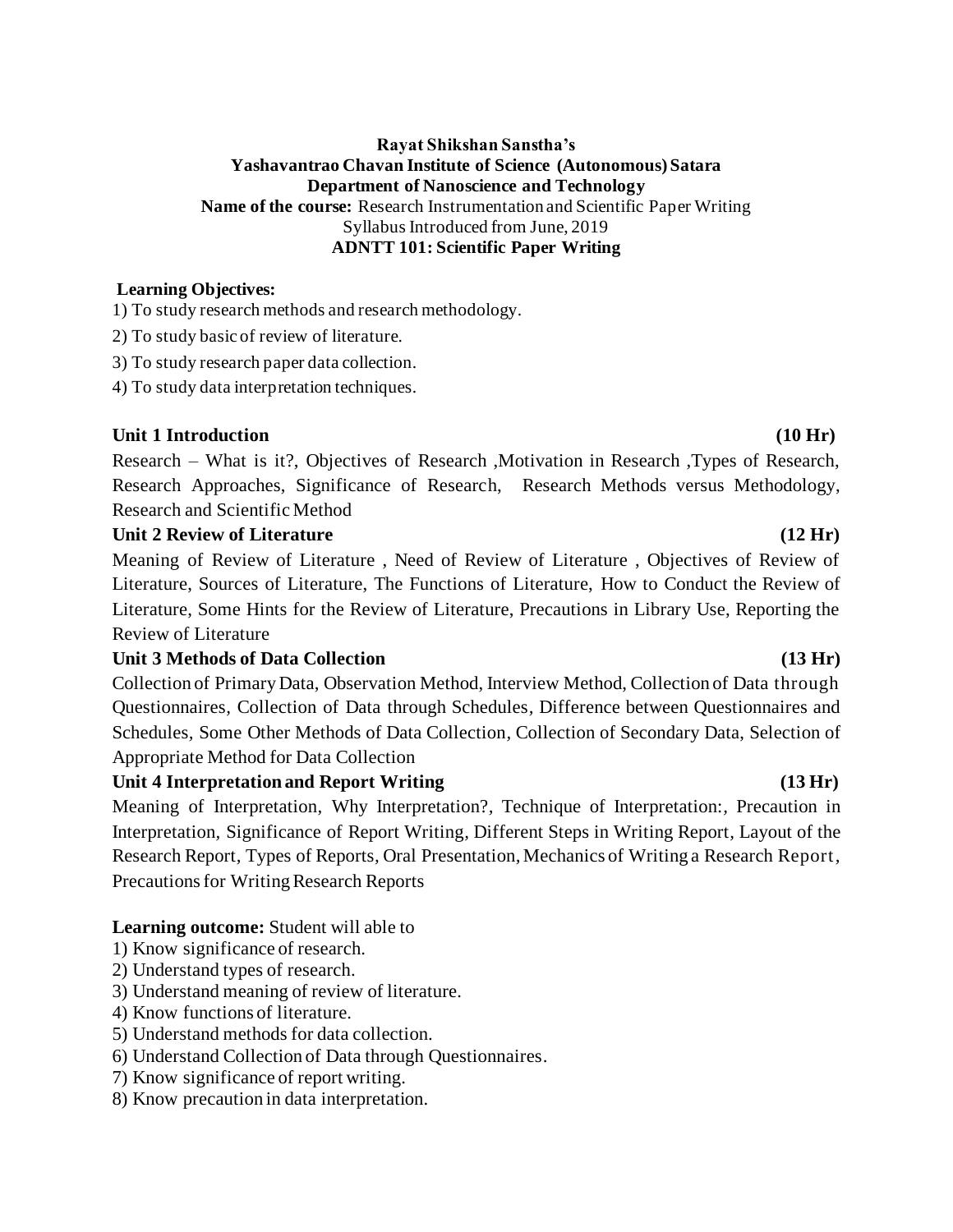**Rayat Shikshan Sanstha's**
**Yashavantrao Chavan Institute of Science (Autonomous) Satara**
**Department of Nanoscience and Technology**
**Name of the course:** Research Instrumentation and Scientific Paper Writing
Syllabus Introduced from June, 2019
**ADNTT 101: Scientific Paper Writing**

**Learning Objectives:**

1) To study research methods and research methodology.
2) To study basic of review of literature.
3) To study research paper data collection.
4) To study data interpretation techniques.

**Unit 1 Introduction (10 Hr)**

Research – What is it?, Objectives of Research ,Motivation in Research ,Types of Research, Research Approaches, Significance of Research, Research Methods versus Methodology, Research and Scientific Method

**Unit 2 Review of Literature (12 Hr)**

Meaning of Review of Literature , Need of Review of Literature , Objectives of Review of Literature, Sources of Literature, The Functions of Literature, How to Conduct the Review of Literature, Some Hints for the Review of Literature, Precautions in Library Use, Reporting the Review of Literature

**Unit 3 Methods of Data Collection (13 Hr)**

Collection of Primary Data, Observation Method, Interview Method, Collection of Data through Questionnaires, Collection of Data through Schedules, Difference between Questionnaires and Schedules, Some Other Methods of Data Collection, Collection of Secondary Data, Selection of Appropriate Method for Data Collection

**Unit 4 Interpretation and Report Writing (13 Hr)**

Meaning of Interpretation, Why Interpretation?, Technique of Interpretation:, Precaution in Interpretation, Significance of Report Writing, Different Steps in Writing Report, Layout of the Research Report, Types of Reports, Oral Presentation, Mechanics of Writing a Research Report, Precautions for Writing Research Reports

**Learning outcome:** Student will able to

1) Know significance of research.
2) Understand types of research.
3) Understand meaning of review of literature.
4) Know functions of literature.
5) Understand methods for data collection.
6) Understand Collection of Data through Questionnaires.
7) Know significance of report writing.
8) Know precaution in data interpretation.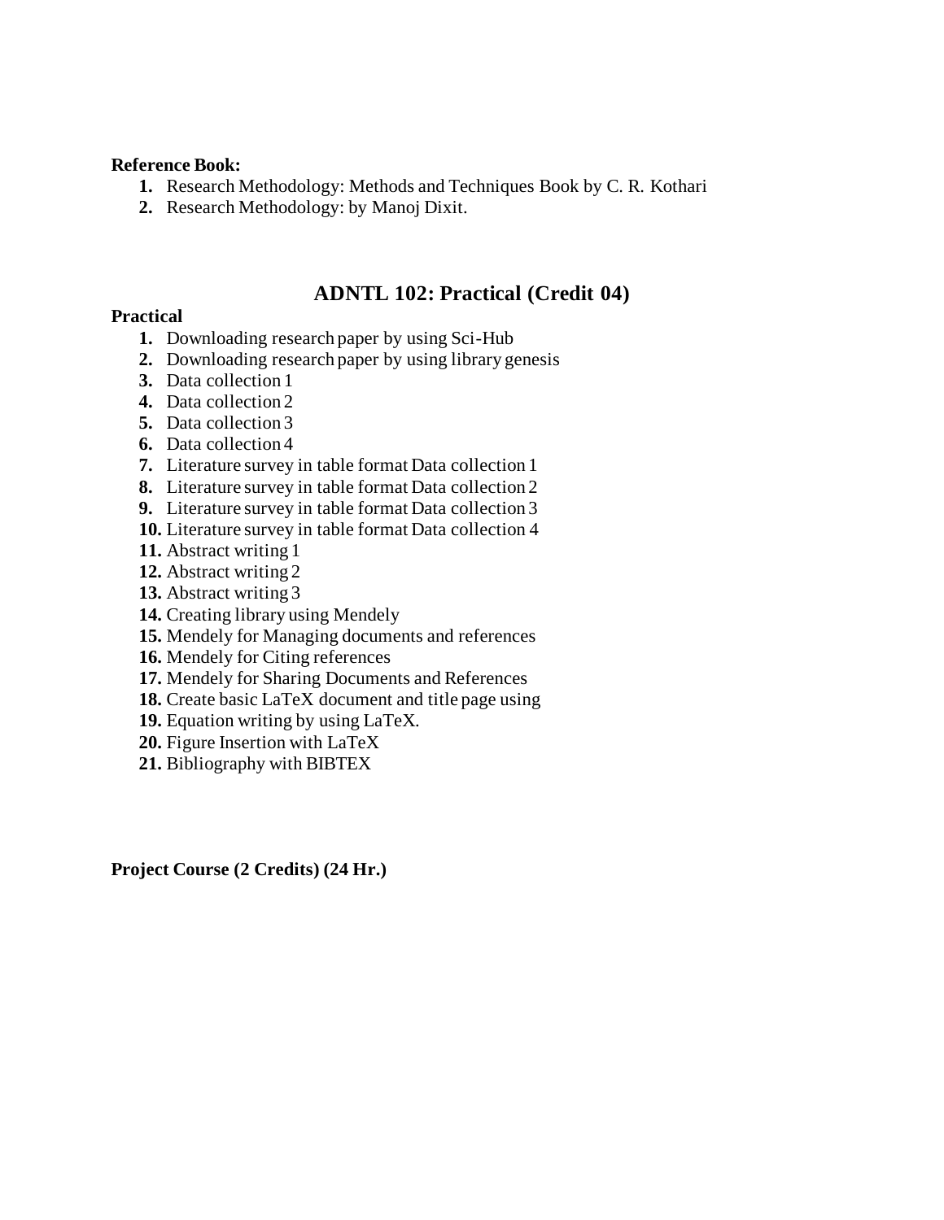**Reference Book:**

1. Research Methodology: Methods and Techniques Book by C. R. Kothari
2. Research Methodology: by Manoj Dixit.

## ADNTL 102: Practical (Credit 04)

**Practical**

1. Downloading research paper by using Sci-Hub
2. Downloading research paper by using library genesis
3. Data collection 1
4. Data collection 2
5. Data collection 3
6. Data collection 4
7. Literature survey in table format Data collection 1
8. Literature survey in table format Data collection 2
9. Literature survey in table format Data collection 3
10. Literature survey in table format Data collection 4
11. Abstract writing 1
12. Abstract writing 2
13. Abstract writing 3
14. Creating library using Mendely
15. Mendely for Managing documents and references
16. Mendely for Citing references
17. Mendely for Sharing Documents and References
18. Create basic LaTeX document and title page using
19. Equation writing by using LaTeX.
20. Figure Insertion with LaTeX
21. Bibliography with BIBTEX

**Project Course (2 Credits) (24 Hr.)**